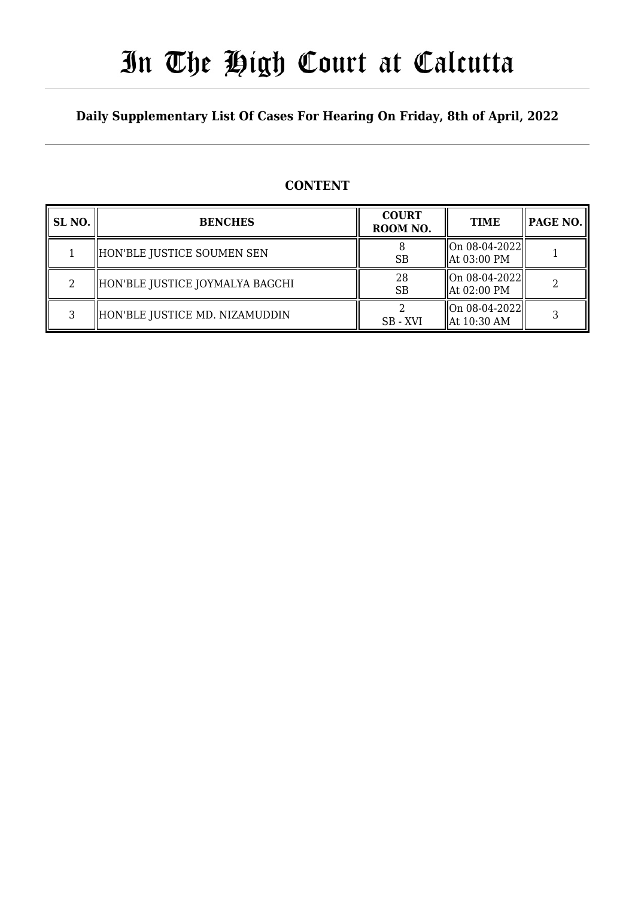# In The High Court at Calcutta

**Daily Supplementary List Of Cases For Hearing On Friday, 8th of April, 2022**

## CONTENT

| SL NO. | BENCHES | COURT ROOM NO. | TIME | PAGE NO. |
|---|---|---|---|---|
| 1 | HON'BLE JUSTICE SOUMEN SEN | 8 SB | On 08-04-2022 At 03:00 PM | 1 |
| 2 | HON'BLE JUSTICE JOYMALYA BAGCHI | 28 SB | On 08-04-2022 At 02:00 PM | 2 |
| 3 | HON'BLE JUSTICE MD. NIZAMUDDIN | 2 SB - XVI | On 08-04-2022 At 10:30 AM | 3 |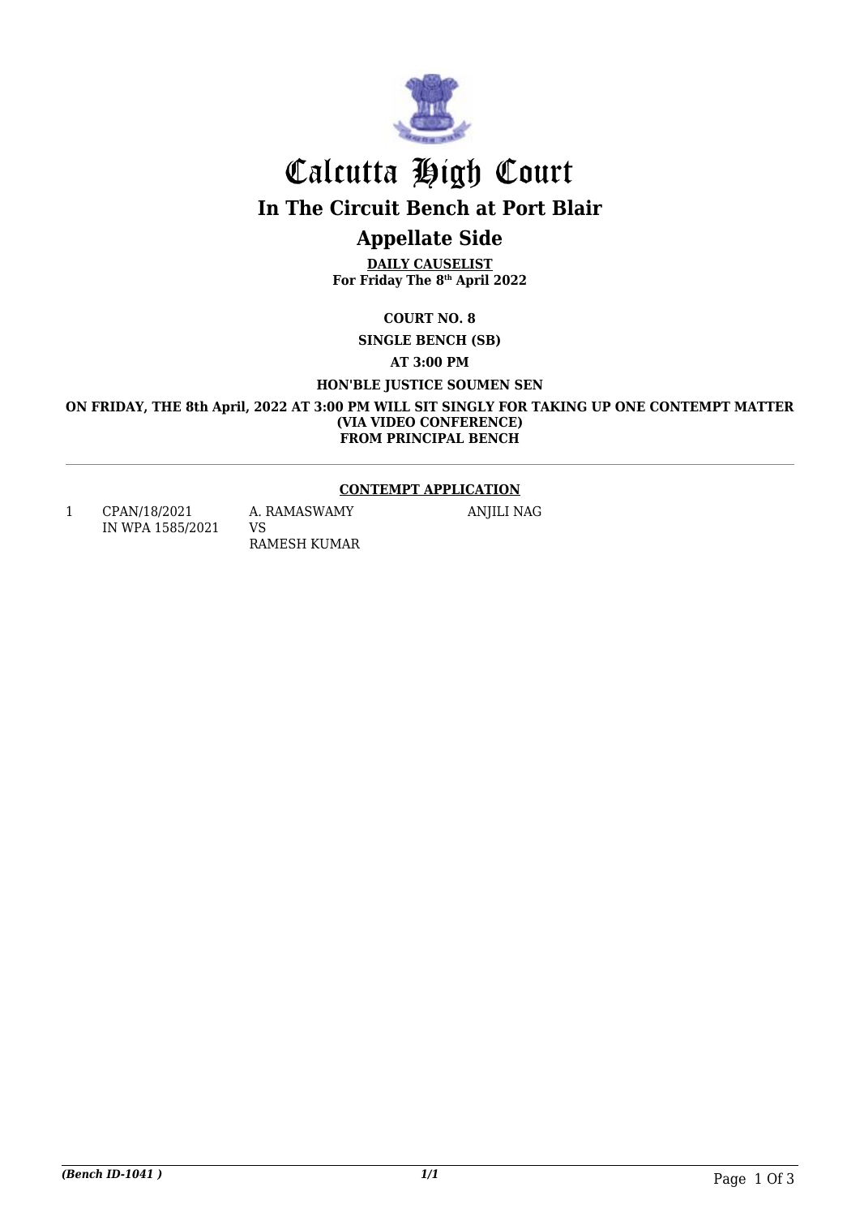# Calcutta High Court

## In The Circuit Bench at Port Blair

## Appellate Side

**DAILY CAUSELIST**
**For Friday The 8th April 2022**

**COURT NO. 8**

**SINGLE BENCH (SB)**

**AT 3:00 PM**

**HON'BLE JUSTICE SOUMEN SEN**

**ON FRIDAY, THE 8th April, 2022 AT 3:00 PM WILL SIT SINGLY FOR TAKING UP ONE CONTEMPT MATTER (VIA VIDEO CONFERENCE) FROM PRINCIPAL BENCH**

---

**CONTEMPT APPLICATION**

| | | | |
|---|---|---|---|
| 1 | CPAN/18/2021 IN WPA 1585/2021 | A. RAMASWAMY VS RAMESH KUMAR | ANJILI NAG |

*(Bench ID-1041 )*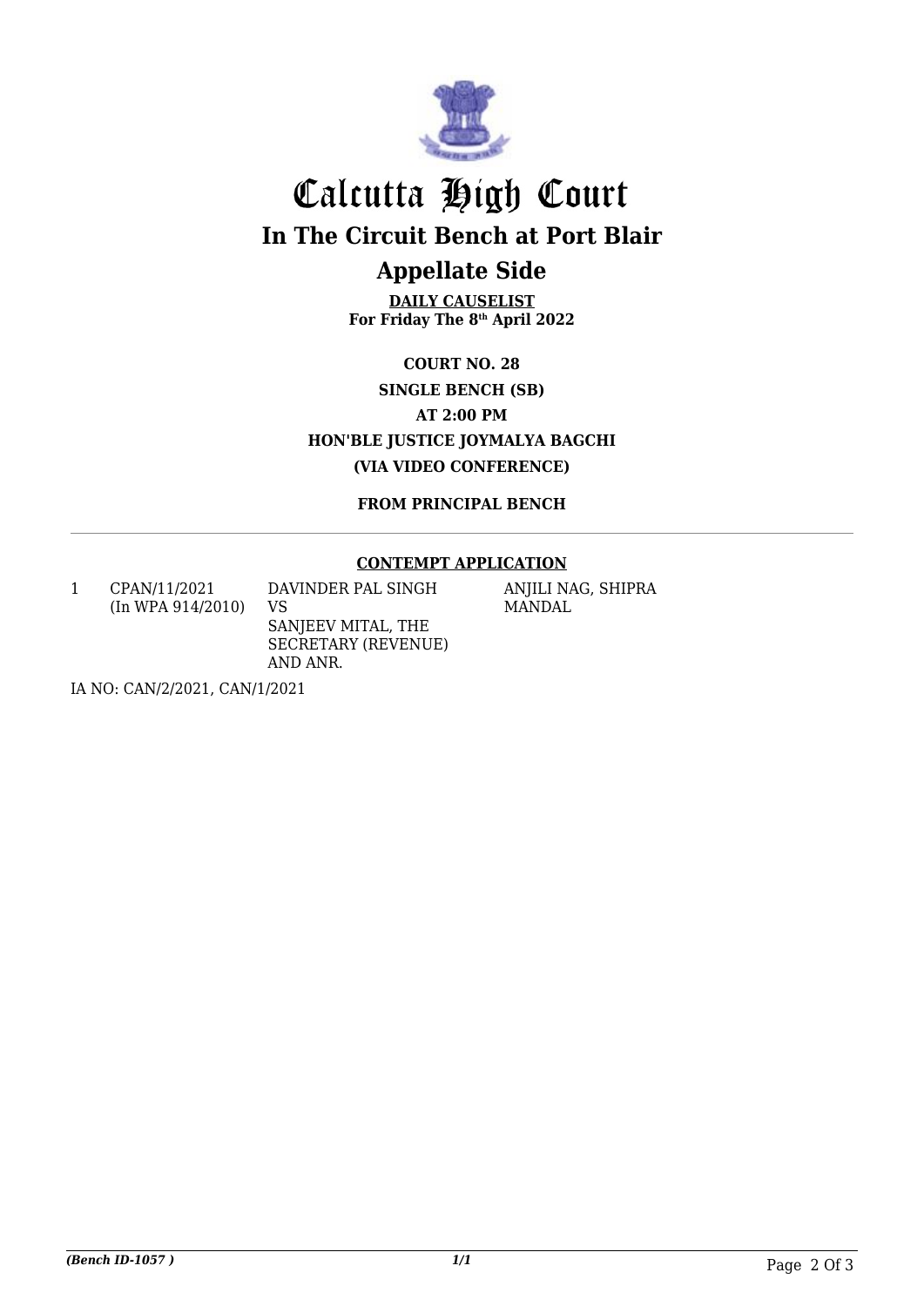# Calcutta High Court

## In The Circuit Bench at Port Blair

## Appellate Side

**DAILY CAUSELIST**
**For Friday The 8th April 2022**

**COURT NO. 28**

**SINGLE BENCH (SB)**

**AT 2:00 PM**

**HON'BLE JUSTICE JOYMALYA BAGCHI**

**(VIA VIDEO CONFERENCE)**

**FROM PRINCIPAL BENCH**

---

**CONTEMPT APPLICATION**

| | | | |
|---|---|---|---|
| 1 | CPAN/11/2021 (In WPA 914/2010) | DAVINDER PAL SINGH VS SANJEEV MITAL, THE SECRETARY (REVENUE) AND ANR. | ANJILI NAG, SHIPRA MANDAL |

IA NO: CAN/2/2021, CAN/1/2021

*(Bench ID-1057 )*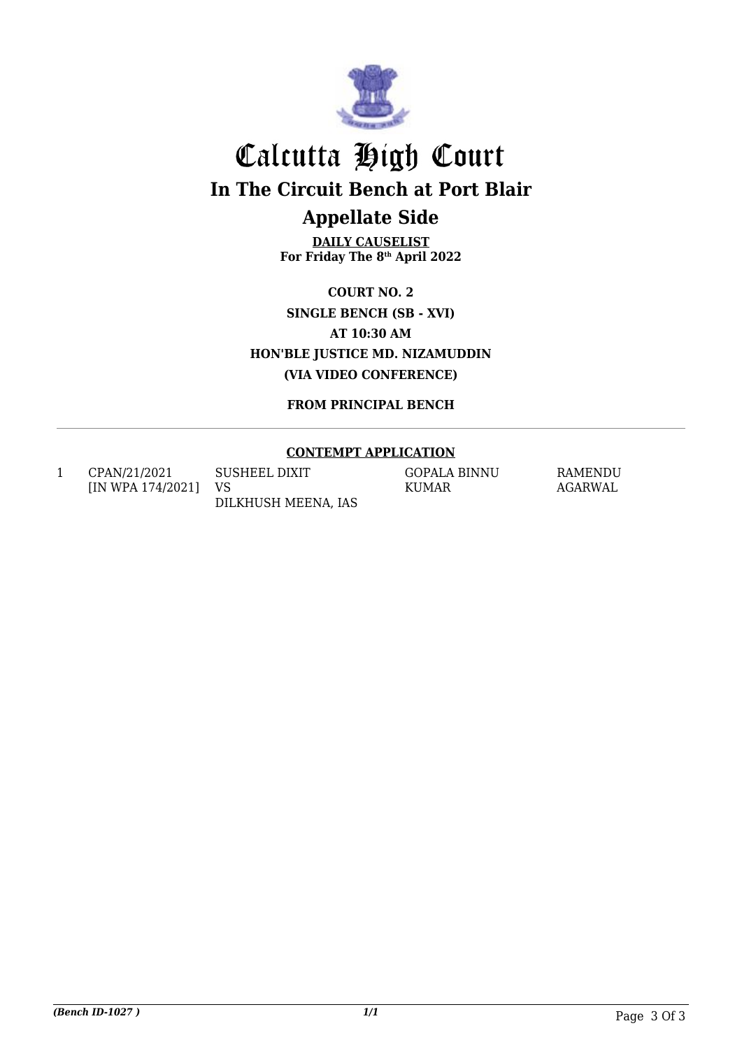# Calcutta High Court

## In The Circuit Bench at Port Blair

## Appellate Side

**DAILY CAUSELIST**
**For Friday The 8th April 2022**

**COURT NO. 2**
**SINGLE BENCH (SB - XVI)**
**AT 10:30 AM**
**HON'BLE JUSTICE MD. NIZAMUDDIN**
**(VIA VIDEO CONFERENCE)**

**FROM PRINCIPAL BENCH**

**CONTEMPT APPLICATION**

| | | | | |
|---|---|---|---|---|
| 1 | CPAN/21/2021 [IN WPA 174/2021] | SUSHEEL DIXIT VS DILKHUSH MEENA, IAS | GOPALA BINNU KUMAR | RAMENDU AGARWAL |

*(Bench ID-1027 )*